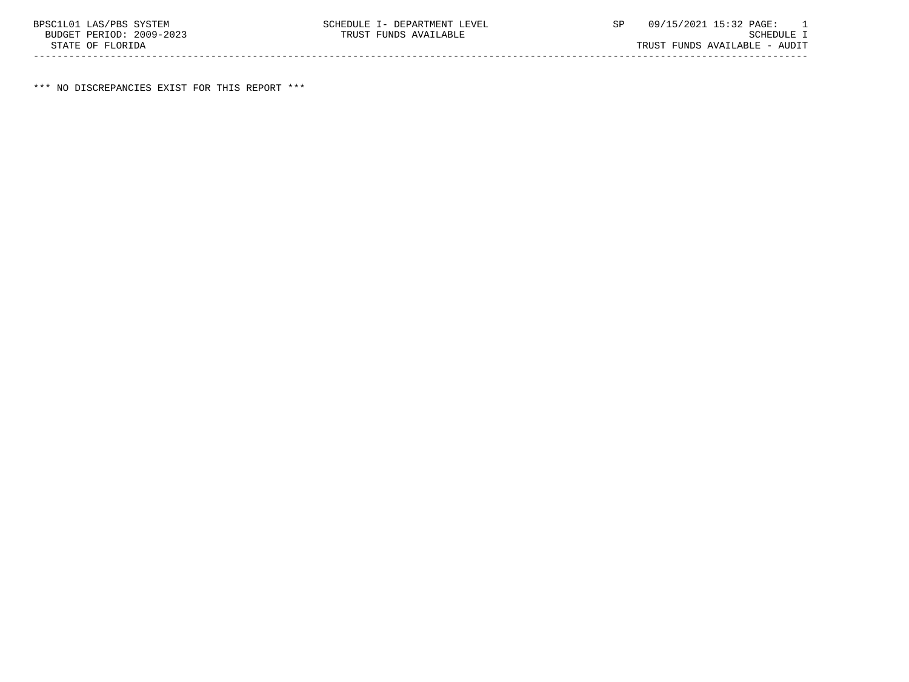BPSC1L01 LAS/PBS SYSTEM SCHEDULE I- DEPARTMENT LEVEL SP 09/15/2021 15:32 PAGE: 1
BUDGET PERIOD: 2009-2023 TRUST FUNDS AVAILABLE SCHEDULE I
STATE OF FLORIDA TRUST FUNDS AVAILABLE - AUDIT

---

*** NO DISCREPANCIES EXIST FOR THIS REPORT ***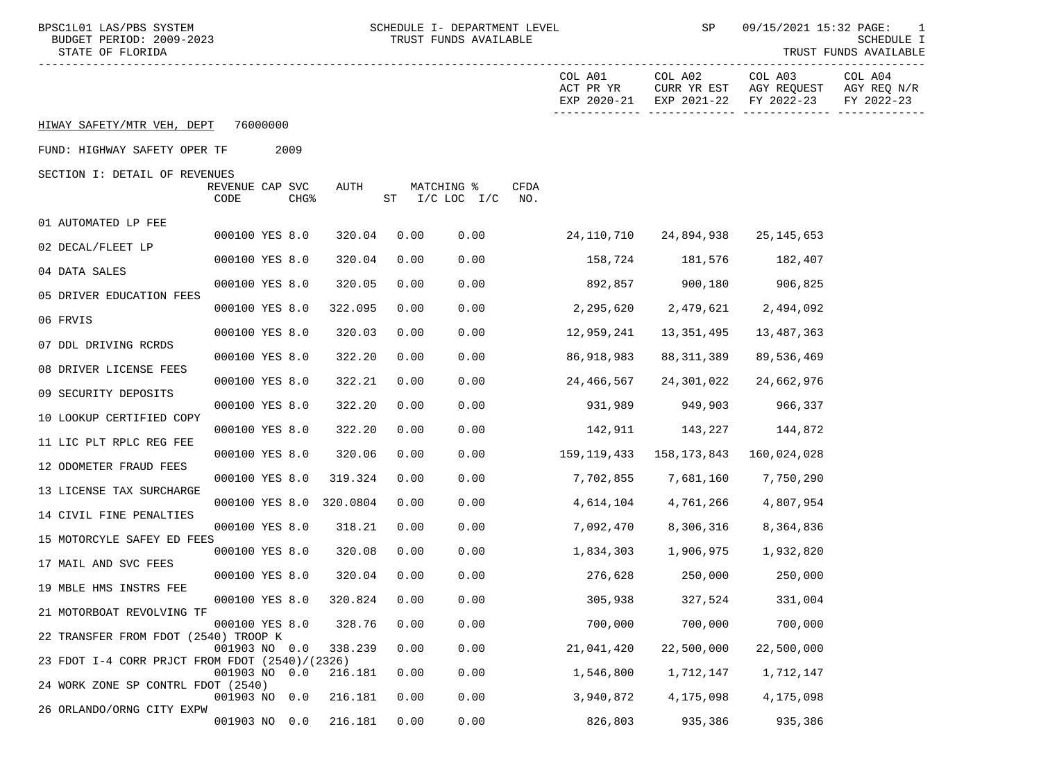BPSC1L01 LAS/PBS SYSTEM — SCHEDULE I- DEPARTMENT LEVEL — TRUST FUNDS AVAILABLE — SP 09/15/2021 15:32

BUDGET PERIOD: 2009-2023

STATE OF FLORIDA

SCHEDULE I — TRUST FUNDS AVAILABLE

HIWAY SAFETY/MTR VEH, DEPT 76000000

FUND: HIGHWAY SAFETY OPER TF 2009

SECTION I: DETAIL OF REVENUES

| | REVENUE CODE | CAP | SVC CHG% | AUTH | MATCHING % ST | I/C LOC I/C | CFDA NO. | COL A01 ACT PR YR EXP 2020-21 | COL A02 CURR YR EST EXP 2021-22 | COL A03 AGY REQUEST FY 2022-23 | COL A04 AGY REQ N/R FY 2022-23 |
|---|---|---|---|---|---|---|---|---|---|---|---|
| 01 AUTOMATED LP FEE | 000100 | YES | 8.0 | 320.04 | 0.00 | 0.00 | | 24,110,710 | 24,894,938 | 25,145,653 | |
| 02 DECAL/FLEET LP | 000100 | YES | 8.0 | 320.04 | 0.00 | 0.00 | | 158,724 | 181,576 | 182,407 | |
| 04 DATA SALES | 000100 | YES | 8.0 | 320.05 | 0.00 | 0.00 | | 892,857 | 900,180 | 906,825 | |
| 05 DRIVER EDUCATION FEES | 000100 | YES | 8.0 | 322.095 | 0.00 | 0.00 | | 2,295,620 | 2,479,621 | 2,494,092 | |
| 06 FRVIS | 000100 | YES | 8.0 | 320.03 | 0.00 | 0.00 | | 12,959,241 | 13,351,495 | 13,487,363 | |
| 07 DDL DRIVING RCRDS | 000100 | YES | 8.0 | 322.20 | 0.00 | 0.00 | | 86,918,983 | 88,311,389 | 89,536,469 | |
| 08 DRIVER LICENSE FEES | 000100 | YES | 8.0 | 322.21 | 0.00 | 0.00 | | 24,466,567 | 24,301,022 | 24,662,976 | |
| 09 SECURITY DEPOSITS | 000100 | YES | 8.0 | 322.20 | 0.00 | 0.00 | | 931,989 | 949,903 | 966,337 | |
| 10 LOOKUP CERTIFIED COPY | 000100 | YES | 8.0 | 322.20 | 0.00 | 0.00 | | 142,911 | 143,227 | 144,872 | |
| 11 LIC PLT RPLC REG FEE | 000100 | YES | 8.0 | 320.06 | 0.00 | 0.00 | | 159,119,433 | 158,173,843 | 160,024,028 | |
| 12 ODOMETER FRAUD FEES | 000100 | YES | 8.0 | 319.324 | 0.00 | 0.00 | | 7,702,855 | 7,681,160 | 7,750,290 | |
| 13 LICENSE TAX SURCHARGE | 000100 | YES | 8.0 | 320.0804 | 0.00 | 0.00 | | 4,614,104 | 4,761,266 | 4,807,954 | |
| 14 CIVIL FINE PENALTIES | 000100 | YES | 8.0 | 318.21 | 0.00 | 0.00 | | 7,092,470 | 8,306,316 | 8,364,836 | |
| 15 MOTORCYLE SAFEY ED FEES | 000100 | YES | 8.0 | 320.08 | 0.00 | 0.00 | | 1,834,303 | 1,906,975 | 1,932,820 | |
| 17 MAIL AND SVC FEES | 000100 | YES | 8.0 | 320.04 | 0.00 | 0.00 | | 276,628 | 250,000 | 250,000 | |
| 19 MBLE HMS INSTRS FEE | 000100 | YES | 8.0 | 320.824 | 0.00 | 0.00 | | 305,938 | 327,524 | 331,004 | |
| 21 MOTORBOAT REVOLVING TF | 000100 | YES | 8.0 | 328.76 | 0.00 | 0.00 | | 700,000 | 700,000 | 700,000 | |
| 22 TRANSFER FROM FDOT (2540) TROOP K | 001903 | NO | 0.0 | 338.239 | 0.00 | 0.00 | | 21,041,420 | 22,500,000 | 22,500,000 | |
| 23 FDOT I-4 CORR PRJCT FROM FDOT (2540)/(2326) | 001903 | NO | 0.0 | 216.181 | 0.00 | 0.00 | | 1,546,800 | 1,712,147 | 1,712,147 | |
| 24 WORK ZONE SP CONTRL FDOT (2540) | 001903 | NO | 0.0 | 216.181 | 0.00 | 0.00 | | 3,940,872 | 4,175,098 | 4,175,098 | |
| 26 ORLANDO/ORNG CITY EXPW | 001903 | NO | 0.0 | 216.181 | 0.00 | 0.00 | | 826,803 | 935,386 | 935,386 | |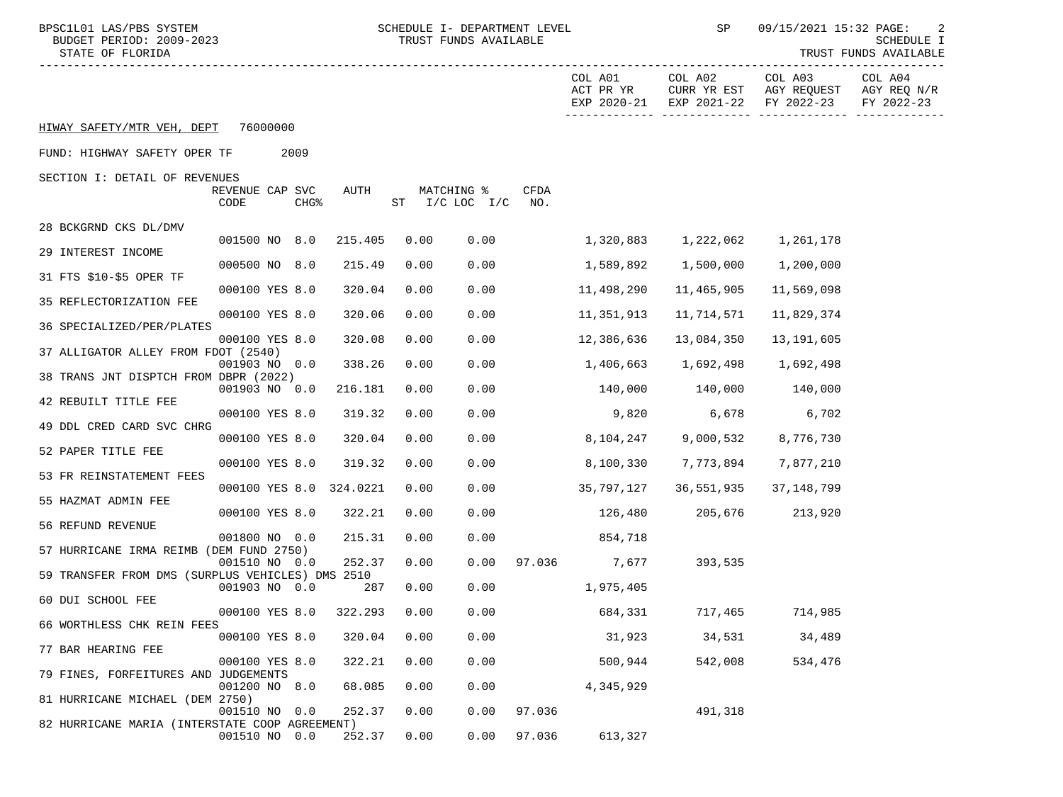HIWAY SAFETY/MTR VEH, DEPT 76000000

FUND: HIGHWAY SAFETY OPER TF 2009

SECTION I: DETAIL OF REVENUES

| | REVENUE CODE | CAP | SVC CHG% | AUTH | MATCHING % ST | I/C LOC I/C | CFDA NO. | COL A01 ACT PR YR EXP 2020-21 | COL A02 CURR YR EST EXP 2021-22 | COL A03 AGY REQUEST FY 2022-23 | COL A04 AGY REQ N/R FY 2022-23 |
|---|---|---|---|---|---|---|---|---|---|---|---|
| 28 BCKGRND CKS DL/DMV | 001500 | NO | 8.0 | 215.405 | 0.00 | 0.00 | | 1,320,883 | 1,222,062 | 1,261,178 | |
| 29 INTEREST INCOME | 000500 | NO | 8.0 | 215.49 | 0.00 | 0.00 | | 1,589,892 | 1,500,000 | 1,200,000 | |
| 31 FTS $10-$5 OPER TF | 000100 | YES | 8.0 | 320.04 | 0.00 | 0.00 | | 11,498,290 | 11,465,905 | 11,569,098 | |
| 35 REFLECTORIZATION FEE | 000100 | YES | 8.0 | 320.06 | 0.00 | 0.00 | | 11,351,913 | 11,714,571 | 11,829,374 | |
| 36 SPECIALIZED/PER/PLATES | 000100 | YES | 8.0 | 320.08 | 0.00 | 0.00 | | 12,386,636 | 13,084,350 | 13,191,605 | |
| 37 ALLIGATOR ALLEY FROM FDOT (2540) | 001903 | NO | 0.0 | 338.26 | 0.00 | 0.00 | | 1,406,663 | 1,692,498 | 1,692,498 | |
| 38 TRANS JNT DISPTCH FROM DBPR (2022) | 001903 | NO | 0.0 | 216.181 | 0.00 | 0.00 | | 140,000 | 140,000 | 140,000 | |
| 42 REBUILT TITLE FEE | 000100 | YES | 8.0 | 319.32 | 0.00 | 0.00 | | 9,820 | 6,678 | 6,702 | |
| 49 DDL CRED CARD SVC CHRG | 000100 | YES | 8.0 | 320.04 | 0.00 | 0.00 | | 8,104,247 | 9,000,532 | 8,776,730 | |
| 52 PAPER TITLE FEE | 000100 | YES | 8.0 | 319.32 | 0.00 | 0.00 | | 8,100,330 | 7,773,894 | 7,877,210 | |
| 53 FR REINSTATEMENT FEES | 000100 | YES | 8.0 | 324.0221 | 0.00 | 0.00 | | 35,797,127 | 36,551,935 | 37,148,799 | |
| 55 HAZMAT ADMIN FEE | 000100 | YES | 8.0 | 322.21 | 0.00 | 0.00 | | 126,480 | 205,676 | 213,920 | |
| 56 REFUND REVENUE | 001800 | NO | 0.0 | 215.31 | 0.00 | 0.00 | | 854,718 | | | |
| 57 HURRICANE IRMA REIMB (DEM FUND 2750) | 001510 | NO | 0.0 | 252.37 | 0.00 | 0.00 | 97.036 | 7,677 | 393,535 | | |
| 59 TRANSFER FROM DMS (SURPLUS VEHICLES) DMS 2510 | 001903 | NO | 0.0 | 287 | 0.00 | 0.00 | | 1,975,405 | | | |
| 60 DUI SCHOOL FEE | 000100 | YES | 8.0 | 322.293 | 0.00 | 0.00 | | 684,331 | 717,465 | 714,985 | |
| 66 WORTHLESS CHK REIN FEES | 000100 | YES | 8.0 | 320.04 | 0.00 | 0.00 | | 31,923 | 34,531 | 34,489 | |
| 77 BAR HEARING FEE | 000100 | YES | 8.0 | 322.21 | 0.00 | 0.00 | | 500,944 | 542,008 | 534,476 | |
| 79 FINES, FORFEITURES AND JUDGEMENTS | 001200 | NO | 8.0 | 68.085 | 0.00 | 0.00 | | 4,345,929 | | | |
| 81 HURRICANE MICHAEL (DEM 2750) | 001510 | NO | 0.0 | 252.37 | 0.00 | 0.00 | 97.036 | | 491,318 | | |
| 82 HURRICANE MARIA (INTERSTATE COOP AGREEMENT) | 001510 | NO | 0.0 | 252.37 | 0.00 | 0.00 | 97.036 | 613,327 | | | |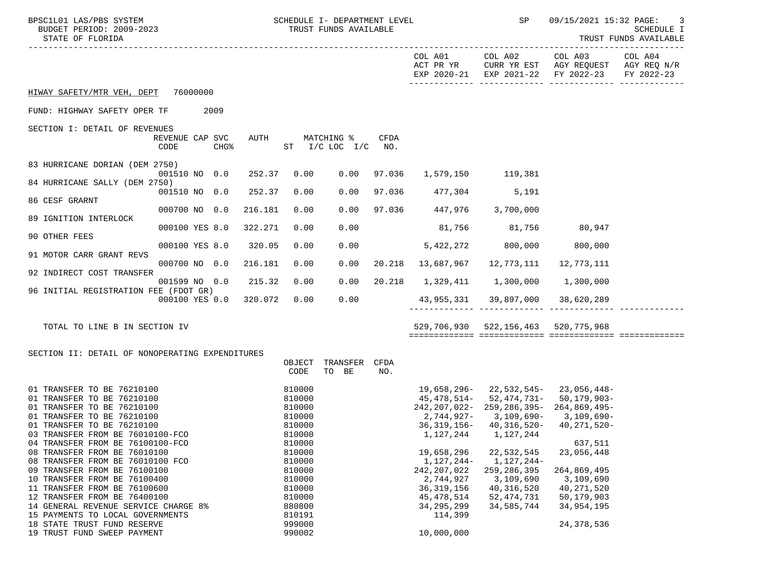HIWAY SAFETY/MTR VEH, DEPT 76000000

FUND: HIGHWAY SAFETY OPER TF 2009

SECTION I: DETAIL OF REVENUES

| | REVENUE CODE | CAP | SVC CHG% | AUTH | ST | MATCHING % I/C LOC | I/C | CFDA NO. | COL A01 ACT PR YR EXP 2020-21 | COL A02 CURR YR EST EXP 2021-22 | COL A03 AGY REQUEST FY 2022-23 | COL A04 AGY REQ N/R FY 2022-23 |
|---|---|---|---|---|---|---|---|---|---|---|---|---|
| 83 HURRICANE DORIAN (DEM 2750) | 001510 | NO | 0.0 | 252.37 | 0.00 | 0.00 | | 97.036 | 1,579,150 | 119,381 | | |
| 84 HURRICANE SALLY (DEM 2750) | 001510 | NO | 0.0 | 252.37 | 0.00 | 0.00 | | 97.036 | 477,304 | 5,191 | | |
| 86 CESF GRARNT | 000700 | NO | 0.0 | 216.181 | 0.00 | 0.00 | | 97.036 | 447,976 | 3,700,000 | | |
| 89 IGNITION INTERLOCK | 000100 | YES | 8.0 | 322.271 | 0.00 | 0.00 | | | 81,756 | 81,756 | 80,947 | |
| 90 OTHER FEES | 000100 | YES | 8.0 | 320.05 | 0.00 | 0.00 | | | 5,422,272 | 800,000 | 800,000 | |
| 91 MOTOR CARR GRANT REVS | 000700 | NO | 0.0 | 216.181 | 0.00 | 0.00 | | 20.218 | 13,687,967 | 12,773,111 | 12,773,111 | |
| 92 INDIRECT COST TRANSFER | 001599 | NO | 0.0 | 215.32 | 0.00 | 0.00 | | 20.218 | 1,329,411 | 1,300,000 | 1,300,000 | |
| 96 INITIAL REGISTRATION FEE (FDOT GR) | 000100 | YES | 0.0 | 320.072 | 0.00 | 0.00 | | | 43,955,331 | 39,897,000 | 38,620,289 | |
| TOTAL TO LINE B IN SECTION IV | | | | | | | | | 529,706,930 | 522,156,463 | 520,775,968 | |

SECTION II: DETAIL OF NONOPERATING EXPENDITURES

| | OBJECT CODE | TRANSFER TO BE | CFDA NO. | COL A01 ACT PR YR EXP 2020-21 | COL A02 CURR YR EST EXP 2021-22 | COL A03 AGY REQUEST FY 2022-23 | COL A04 AGY REQ N/R FY 2022-23 |
|---|---|---|---|---|---|---|---|
| 01 TRANSFER TO BE 76210100 | 810000 | | | 19,658,296- | 22,532,545- | 23,056,448- | |
| 01 TRANSFER TO BE 76210100 | 810000 | | | 45,478,514- | 52,474,731- | 50,179,903- | |
| 01 TRANSFER TO BE 76210100 | 810000 | | | 242,207,022- | 259,286,395- | 264,869,495- | |
| 01 TRANSFER TO BE 76210100 | 810000 | | | 2,744,927- | 3,109,690- | 3,109,690- | |
| 01 TRANSFER TO BE 76210100 | 810000 | | | 36,319,156- | 40,316,520- | 40,271,520- | |
| 03 TRANSFER FROM BE 76010100-FCO | 810000 | | | 1,127,244 | 1,127,244 | | |
| 04 TRANSFER FROM BE 76100100-FCO | 810000 | | | | | 637,511 | |
| 08 TRANSFER FROM BE 76010100 | 810000 | | | 19,658,296 | 22,532,545 | 23,056,448 | |
| 08 TRANSFER FROM BE 76010100 FCO | 810000 | | | 1,127,244- | 1,127,244- | | |
| 09 TRANSFER FROM BE 76100100 | 810000 | | | 242,207,022 | 259,286,395 | 264,869,495 | |
| 10 TRANSFER FROM BE 76100400 | 810000 | | | 2,744,927 | 3,109,690 | 3,109,690 | |
| 11 TRANSFER FROM BE 76100600 | 810000 | | | 36,319,156 | 40,316,520 | 40,271,520 | |
| 12 TRANSFER FROM BE 76400100 | 810000 | | | 45,478,514 | 52,474,731 | 50,179,903 | |
| 14 GENERAL REVENUE SERVICE CHARGE 8% | 880800 | | | 34,295,299 | 34,585,744 | 34,954,195 | |
| 15 PAYMENTS TO LOCAL GOVERNMENTS | 810191 | | | 114,399 | | | |
| 18 STATE TRUST FUND RESERVE | 999000 | | | | | 24,378,536 | |
| 19 TRUST FUND SWEEP PAYMENT | 990002 | | | 10,000,000 | | | |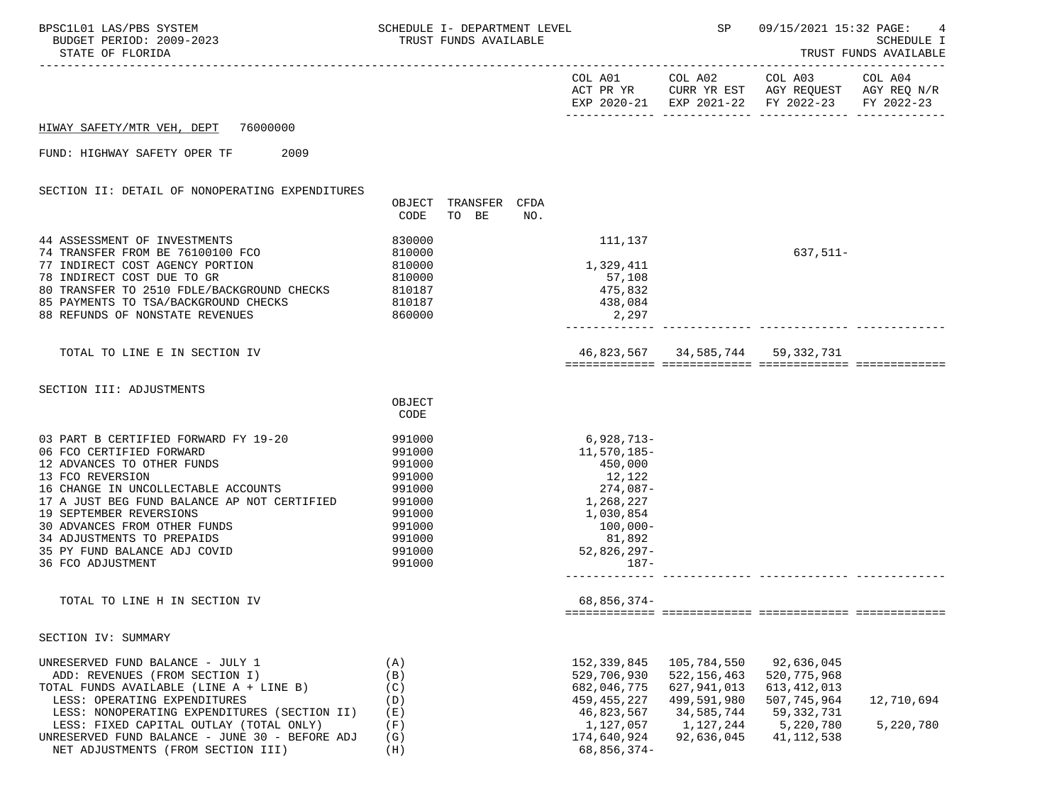HIWAY SAFETY/MTR VEH, DEPT 76000000

FUND: HIGHWAY SAFETY OPER TF 2009

## SECTION II: DETAIL OF NONOPERATING EXPENDITURES

| | OBJECT CODE | TRANSFER TO BE | CFDA NO. | COL A01 ACT PR YR EXP 2020-21 | COL A02 CURR YR EST EXP 2021-22 | COL A03 AGY REQUEST FY 2022-23 | COL A04 AGY REQ N/R FY 2022-23 |
|---|---|---|---|---|---|---|---|
| 44 ASSESSMENT OF INVESTMENTS | 830000 | | | 111,137 | | | |
| 74 TRANSFER FROM BE 76100100 FCO | 810000 | | | | | 637,511- | |
| 77 INDIRECT COST AGENCY PORTION | 810000 | | | 1,329,411 | | | |
| 78 INDIRECT COST DUE TO GR | 810000 | | | 57,108 | | | |
| 80 TRANSFER TO 2510 FDLE/BACKGROUND CHECKS | 810187 | | | 475,832 | | | |
| 85 PAYMENTS TO TSA/BACKGROUND CHECKS | 810187 | | | 438,084 | | | |
| 88 REFUNDS OF NONSTATE REVENUES | 860000 | | | 2,297 | | | |
| TOTAL TO LINE E IN SECTION IV | | | | 46,823,567 | 34,585,744 | 59,332,731 | |

## SECTION III: ADJUSTMENTS

| | OBJECT CODE | COL A01 | COL A02 | COL A03 | COL A04 |
|---|---|---|---|---|---|
| 03 PART B CERTIFIED FORWARD FY 19-20 | 991000 | 6,928,713- | | | |
| 06 FCO CERTIFIED FORWARD | 991000 | 11,570,185- | | | |
| 12 ADVANCES TO OTHER FUNDS | 991000 | 450,000 | | | |
| 13 FCO REVERSION | 991000 | 12,122 | | | |
| 16 CHANGE IN UNCOLLECTABLE ACCOUNTS | 991000 | 274,087- | | | |
| 17 A JUST BEG FUND BALANCE AP NOT CERTIFIED | 991000 | 1,268,227 | | | |
| 19 SEPTEMBER REVERSIONS | 991000 | 1,030,854 | | | |
| 30 ADVANCES FROM OTHER FUNDS | 991000 | 100,000- | | | |
| 34 ADJUSTMENTS TO PREPAIDS | 991000 | 81,892 | | | |
| 35 PY FUND BALANCE ADJ COVID | 991000 | 52,826,297- | | | |
| 36 FCO ADJUSTMENT | 991000 | 187- | | | |
| TOTAL TO LINE H IN SECTION IV | | 68,856,374- | | | |

## SECTION IV: SUMMARY

| | | COL A01 | COL A02 | COL A03 | COL A04 |
|---|---|---|---|---|---|
| UNRESERVED FUND BALANCE - JULY 1 | (A) | 152,339,845 | 105,784,550 | 92,636,045 | |
| ADD: REVENUES (FROM SECTION I) | (B) | 529,706,930 | 522,156,463 | 520,775,968 | |
| TOTAL FUNDS AVAILABLE (LINE A + LINE B) | (C) | 682,046,775 | 627,941,013 | 613,412,013 | |
| LESS: OPERATING EXPENDITURES | (D) | 459,455,227 | 499,591,980 | 507,745,964 | 12,710,694 |
| LESS: NONOPERATING EXPENDITURES (SECTION II) | (E) | 46,823,567 | 34,585,744 | 59,332,731 | |
| LESS: FIXED CAPITAL OUTLAY (TOTAL ONLY) | (F) | 1,127,057 | 1,127,244 | 5,220,780 | 5,220,780 |
| UNRESERVED FUND BALANCE - JUNE 30 - BEFORE ADJ | (G) | 174,640,924 | 92,636,045 | 41,112,538 | |
| NET ADJUSTMENTS (FROM SECTION III) | (H) | 68,856,374- | | | |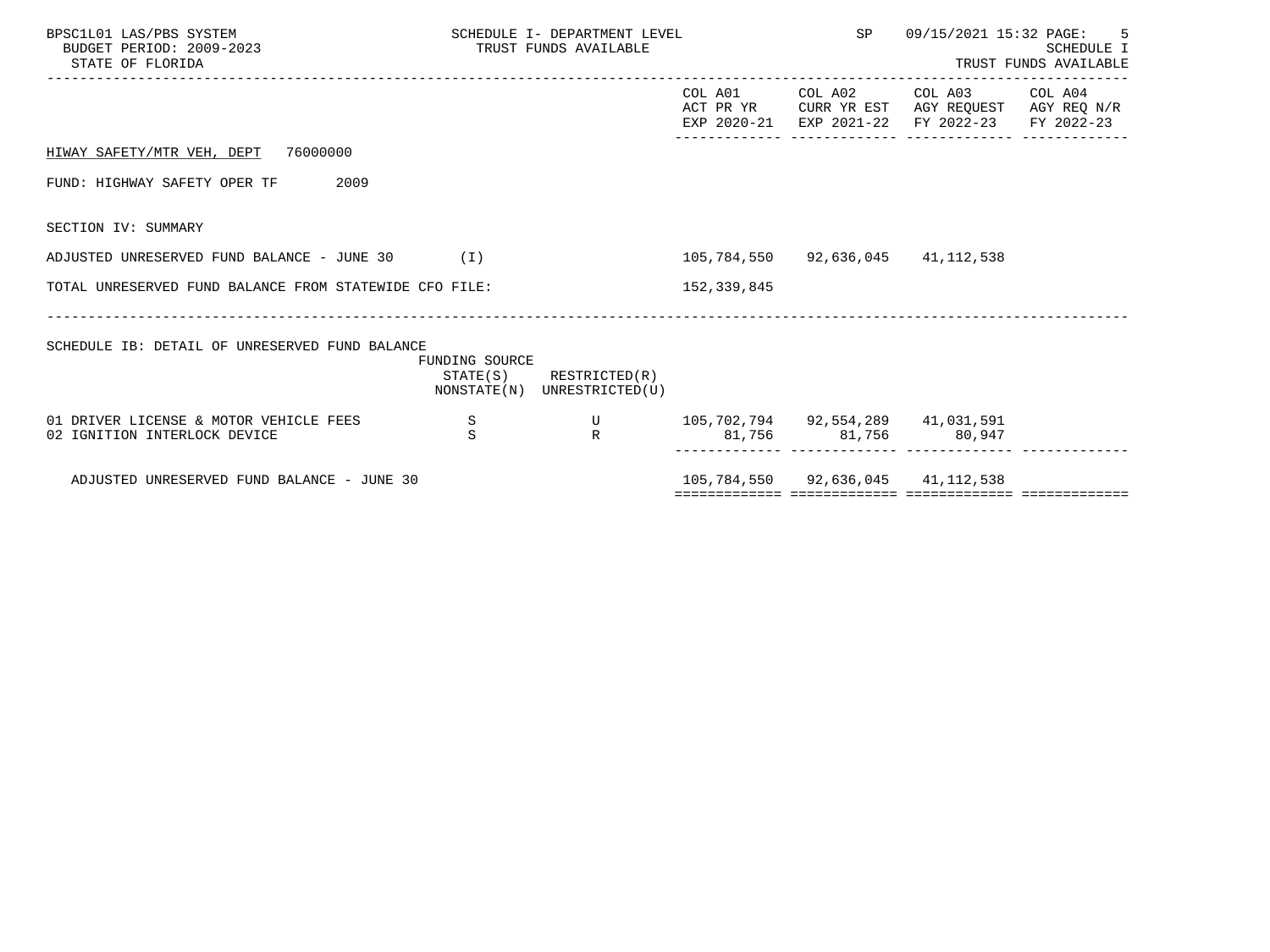HIWAY SAFETY/MTR VEH, DEPT 76000000

FUND: HIGHWAY SAFETY OPER TF 2009

SECTION IV: SUMMARY

| | COL A01 ACT PR YR EXP 2020-21 | COL A02 CURR YR EST EXP 2021-22 | COL A03 AGY REQUEST FY 2022-23 | COL A04 AGY REQ N/R FY 2022-23 |
|---|---|---|---|---|
| ADJUSTED UNRESERVED FUND BALANCE - JUNE 30 (I) | 105,784,550 | 92,636,045 | 41,112,538 | |
| TOTAL UNRESERVED FUND BALANCE FROM STATEWIDE CFO FILE: | 152,339,845 | | | |

SCHEDULE IB: DETAIL OF UNRESERVED FUND BALANCE

| | FUNDING SOURCE STATE(S) NONSTATE(N) | RESTRICTED(R) UNRESTRICTED(U) | COL A01 | COL A02 | COL A03 | COL A04 |
|---|---|---|---|---|---|---|
| 01 DRIVER LICENSE & MOTOR VEHICLE FEES | S | U | 105,702,794 | 92,554,289 | 41,031,591 | |
| 02 IGNITION INTERLOCK DEVICE | S | R | 81,756 | 81,756 | 80,947 | |
| ADJUSTED UNRESERVED FUND BALANCE - JUNE 30 | | | 105,784,550 | 92,636,045 | 41,112,538 | |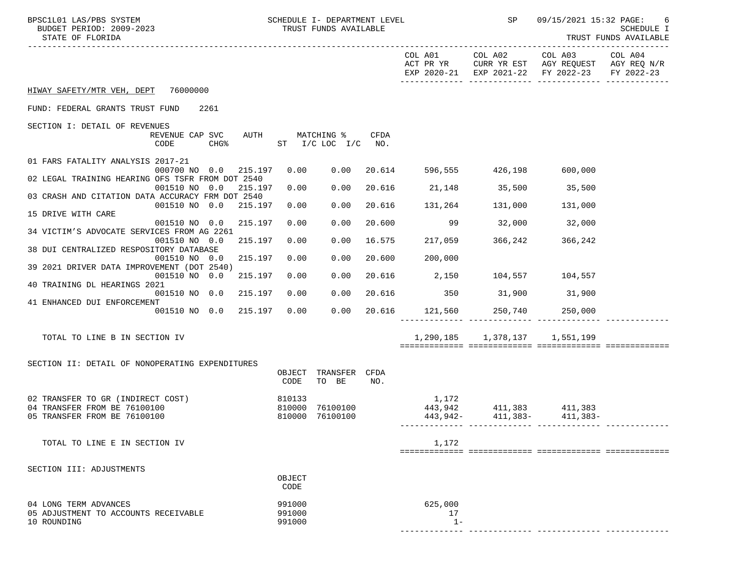HIWAY SAFETY/MTR VEH, DEPT 76000000

FUND: FEDERAL GRANTS TRUST FUND 2261

| | COL A01 ACT PR YR EXP 2020-21 | COL A02 CURR YR EST EXP 2021-22 | COL A03 AGY REQUEST FY 2022-23 | COL A04 AGY REQ N/R FY 2022-23 |
|---|---|---|---|---|

## SECTION I: DETAIL OF REVENUES

| Description | REVENUE CODE | CAP SVC CHG% | AUTH | MATCHING % ST | I/C LOC I/C | CFDA NO. | COL A01 | COL A02 | COL A03 | COL A04 |
|---|---|---|---|---|---|---|---|---|---|---|
| 01 FARS FATALITY ANALYSIS 2017-21 | 000700 | NO 0.0 | 215.197 | 0.00 | 0.00 | 20.614 | 596,555 | 426,198 | 600,000 | |
| 02 LEGAL TRAINING HEARING OFS TSFR FROM DOT 2540 | 001510 | NO 0.0 | 215.197 | 0.00 | 0.00 | 20.616 | 21,148 | 35,500 | 35,500 | |
| 03 CRASH AND CITATION DATA ACCURACY FRM DOT 2540 | 001510 | NO 0.0 | 215.197 | 0.00 | 0.00 | 20.616 | 131,264 | 131,000 | 131,000 | |
| 15 DRIVE WITH CARE | 001510 | NO 0.0 | 215.197 | 0.00 | 0.00 | 20.600 | 99 | 32,000 | 32,000 | |
| 34 VICTIM'S ADVOCATE SERVICES FROM AG 2261 | 001510 | NO 0.0 | 215.197 | 0.00 | 0.00 | 16.575 | 217,059 | 366,242 | 366,242 | |
| 38 DUI CENTRALIZED RESPOSITORY DATABASE | 001510 | NO 0.0 | 215.197 | 0.00 | 0.00 | 20.600 | 200,000 | | | |
| 39 2021 DRIVER DATA IMPROVEMENT (DOT 2540) | 001510 | NO 0.0 | 215.197 | 0.00 | 0.00 | 20.616 | 2,150 | 104,557 | 104,557 | |
| 40 TRAINING DL HEARINGS 2021 | 001510 | NO 0.0 | 215.197 | 0.00 | 0.00 | 20.616 | 350 | 31,900 | 31,900 | |
| 41 ENHANCED DUI ENFORCEMENT | 001510 | NO 0.0 | 215.197 | 0.00 | 0.00 | 20.616 | 121,560 | 250,740 | 250,000 | |
| TOTAL TO LINE B IN SECTION IV | | | | | | | 1,290,185 | 1,378,137 | 1,551,199 | |

## SECTION II: DETAIL OF NONOPERATING EXPENDITURES

| Description | OBJECT CODE | TRANSFER TO BE | CFDA NO. | COL A01 | COL A02 | COL A03 | COL A04 |
|---|---|---|---|---|---|---|---|
| 02 TRANSFER TO GR (INDIRECT COST) | 810133 | | | 1,172 | | | |
| 04 TRANSFER FROM BE 76100100 | 810000 | 76100100 | | 443,942 | 411,383 | 411,383 | |
| 05 TRANSFER FROM BE 76100100 | 810000 | 76100100 | | 443,942- | 411,383- | 411,383- | |
| TOTAL TO LINE E IN SECTION IV | | | | 1,172 | | | |

## SECTION III: ADJUSTMENTS

| Description | OBJECT CODE | COL A01 | COL A02 | COL A03 | COL A04 |
|---|---|---|---|---|---|
| 04 LONG TERM ADVANCES | 991000 | 625,000 | | | |
| 05 ADJUSTMENT TO ACCOUNTS RECEIVABLE | 991000 | 17 | | | |
| 10 ROUNDING | 991000 | 1- | | | |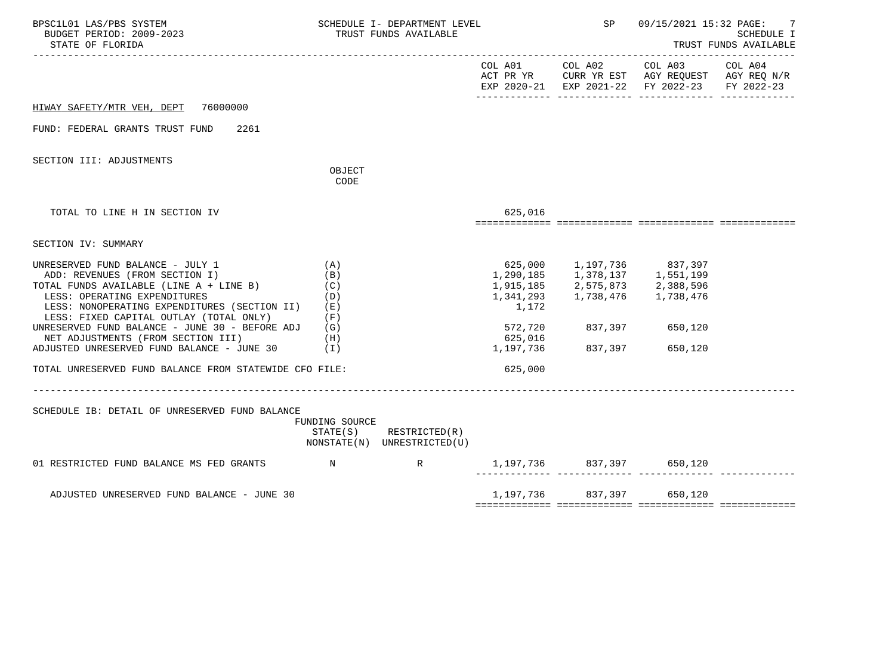HIWAY SAFETY/MTR VEH, DEPT 76000000

FUND: FEDERAL GRANTS TRUST FUND 2261

SECTION III: ADJUSTMENTS

| | OBJECT CODE | COL A01 ACT PR YR EXP 2020-21 | COL A02 CURR YR EST EXP 2021-22 | COL A03 AGY REQUEST FY 2022-23 | COL A04 AGY REQ N/R FY 2022-23 |
|---|---|---|---|---|---|
| TOTAL TO LINE H IN SECTION IV | | 625,016 | | | |

SECTION IV: SUMMARY

| | | COL A01 ACT PR YR EXP 2020-21 | COL A02 CURR YR EST EXP 2021-22 | COL A03 AGY REQUEST FY 2022-23 | COL A04 AGY REQ N/R FY 2022-23 |
|---|---|---|---|---|---|
| UNRESERVED FUND BALANCE - JULY 1 | (A) | 625,000 | 1,197,736 | 837,397 | |
| ADD: REVENUES (FROM SECTION I) | (B) | 1,290,185 | 1,378,137 | 1,551,199 | |
| TOTAL FUNDS AVAILABLE (LINE A + LINE B) | (C) | 1,915,185 | 2,575,873 | 2,388,596 | |
| LESS: OPERATING EXPENDITURES | (D) | 1,341,293 | 1,738,476 | 1,738,476 | |
| LESS: NONOPERATING EXPENDITURES (SECTION II) | (E) | 1,172 | | | |
| LESS: FIXED CAPITAL OUTLAY (TOTAL ONLY) | (F) | | | | |
| UNRESERVED FUND BALANCE - JUNE 30 - BEFORE ADJ | (G) | 572,720 | 837,397 | 650,120 | |
| NET ADJUSTMENTS (FROM SECTION III) | (H) | 625,016 | | | |
| ADJUSTED UNRESERVED FUND BALANCE - JUNE 30 | (I) | 1,197,736 | 837,397 | 650,120 | |
| TOTAL UNRESERVED FUND BALANCE FROM STATEWIDE CFO FILE: | | 625,000 | | | |

SCHEDULE IB: DETAIL OF UNRESERVED FUND BALANCE

| | FUNDING SOURCE STATE(S) NONSTATE(N) | RESTRICTED(R) UNRESTRICTED(U) | COL A01 | COL A02 | COL A03 | COL A04 |
|---|---|---|---|---|---|---|
| 01 RESTRICTED FUND BALANCE MS FED GRANTS | N | R | 1,197,736 | 837,397 | 650,120 | |
| ADJUSTED UNRESERVED FUND BALANCE - JUNE 30 | | | 1,197,736 | 837,397 | 650,120 | |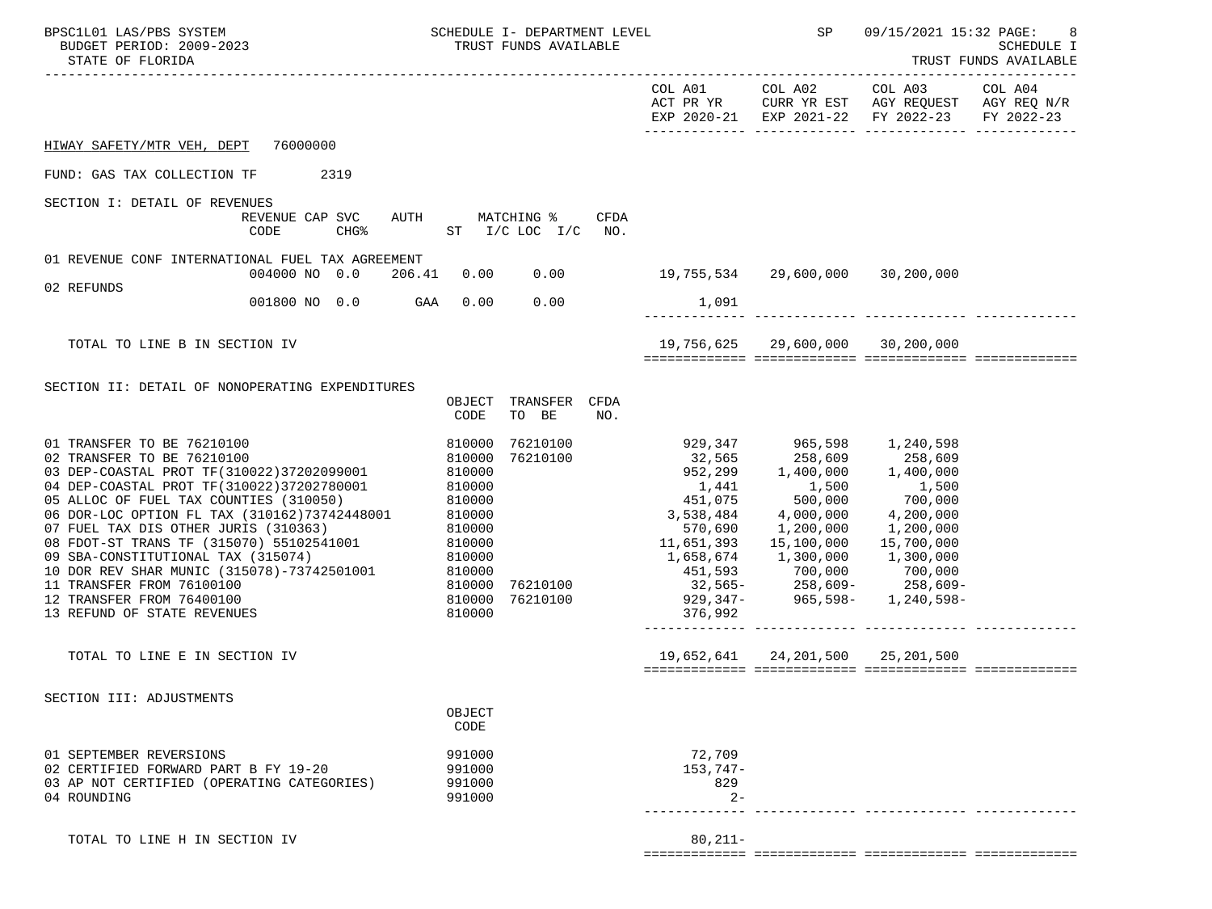BPSC1L01 LAS/PBS SYSTEM — SCHEDULE I- DEPARTMENT LEVEL — TRUST FUNDS AVAILABLE — SP 09/15/2021 15:32
BUDGET PERIOD: 2009-2023
STATE OF FLORIDA
SCHEDULE I — TRUST FUNDS AVAILABLE

## HIWAY SAFETY/MTR VEH, DEPT 76000000

FUND: GAS TAX COLLECTION TF 2319

### SECTION I: DETAIL OF REVENUES

| | REVENUE CODE | CAP SVC CHG% | AUTH ST | MATCHING % I/C LOC | I/C | CFDA NO. | COL A01 ACT PR YR EXP 2020-21 | COL A02 CURR YR EST EXP 2021-22 | COL A03 AGY REQUEST FY 2022-23 | COL A04 AGY REQ N/R FY 2022-23 |
|---|---|---|---|---|---|---|---|---|---|---|
| 01 REVENUE CONF INTERNATIONAL FUEL TAX AGREEMENT | 004000 | NO 0.0 | 206.41 | 0.00 | 0.00 | | 19,755,534 | 29,600,000 | 30,200,000 | |
| 02 REFUNDS | 001800 | NO 0.0 | GAA | 0.00 | 0.00 | | 1,091 | | | |
| TOTAL TO LINE B IN SECTION IV | | | | | | | 19,756,625 | 29,600,000 | 30,200,000 | |

### SECTION II: DETAIL OF NONOPERATING EXPENDITURES

| | OBJECT CODE | TRANSFER TO BE | CFDA NO. | COL A01 ACT PR YR EXP 2020-21 | COL A02 CURR YR EST EXP 2021-22 | COL A03 AGY REQUEST FY 2022-23 | COL A04 AGY REQ N/R FY 2022-23 |
|---|---|---|---|---|---|---|---|
| 01 TRANSFER TO BE 76210100 | 810000 | 76210100 | | 929,347 | 965,598 | 1,240,598 | |
| 02 TRANSFER TO BE 76210100 | 810000 | 76210100 | | 32,565 | 258,609 | 258,609 | |
| 03 DEP-COASTAL PROT TF(310022)37202099001 | 810000 | | | 952,299 | 1,400,000 | 1,400,000 | |
| 04 DEP-COASTAL PROT TF(310022)37202780001 | 810000 | | | 1,441 | 1,500 | 1,500 | |
| 05 ALLOC OF FUEL TAX COUNTIES (310050) | 810000 | | | 451,075 | 500,000 | 700,000 | |
| 06 DOR-LOC OPTION FL TAX (310162)73742448001 | 810000 | | | 3,538,484 | 4,000,000 | 4,200,000 | |
| 07 FUEL TAX DIS OTHER JURIS (310363) | 810000 | | | 570,690 | 1,200,000 | 1,200,000 | |
| 08 FDOT-ST TRANS TF (315070) 55102541001 | 810000 | | | 11,651,393 | 15,100,000 | 15,700,000 | |
| 09 SBA-CONSTITUTIONAL TAX (315074) | 810000 | | | 1,658,674 | 1,300,000 | 1,300,000 | |
| 10 DOR REV SHAR MUNIC (315078)-73742501001 | 810000 | | | 451,593 | 700,000 | 700,000 | |
| 11 TRANSFER FROM 76100100 | 810000 | 76210100 | | 32,565- | 258,609- | 258,609- | |
| 12 TRANSFER FROM 76400100 | 810000 | 76210100 | | 929,347- | 965,598- | 1,240,598- | |
| 13 REFUND OF STATE REVENUES | 810000 | | | 376,992 | | | |
| TOTAL TO LINE E IN SECTION IV | | | | 19,652,641 | 24,201,500 | 25,201,500 | |

### SECTION III: ADJUSTMENTS

| | OBJECT CODE | COL A01 ACT PR YR EXP 2020-21 | COL A02 CURR YR EST EXP 2021-22 | COL A03 AGY REQUEST FY 2022-23 | COL A04 AGY REQ N/R FY 2022-23 |
|---|---|---|---|---|---|
| 01 SEPTEMBER REVERSIONS | 991000 | 72,709 | | | |
| 02 CERTIFIED FORWARD PART B FY 19-20 | 991000 | 153,747- | | | |
| 03 AP NOT CERTIFIED (OPERATING CATEGORIES) | 991000 | 829 | | | |
| 04 ROUNDING | 991000 | 2- | | | |
| TOTAL TO LINE H IN SECTION IV | | 80,211- | | | |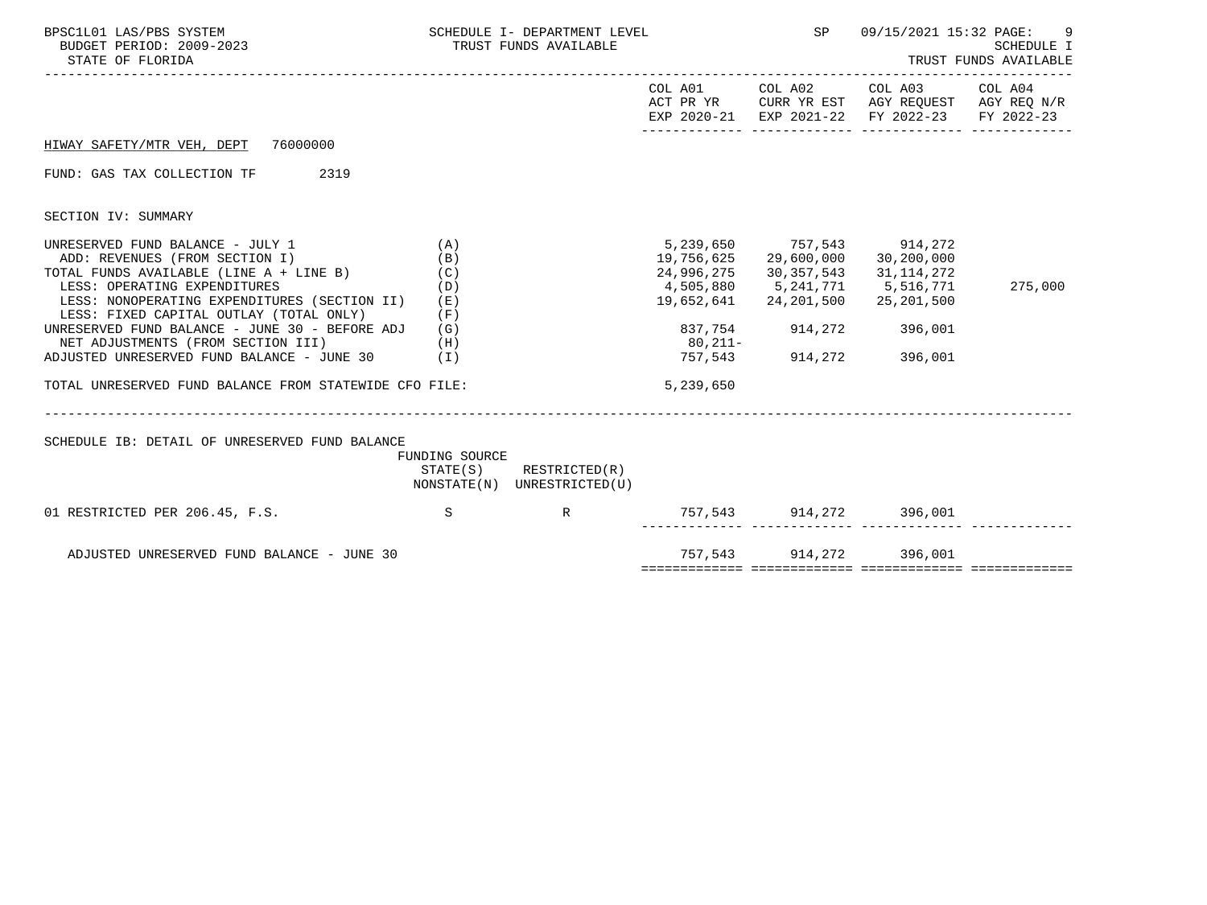BPSC1L01 LAS/PBS SYSTEM — SCHEDULE I- DEPARTMENT LEVEL — TRUST FUNDS AVAILABLE — SP 09/15/2021 15:32
BUDGET PERIOD: 2009-2023 — SCHEDULE I
STATE OF FLORIDA — TRUST FUNDS AVAILABLE

## HIWAY SAFETY/MTR VEH, DEPT 76000000

FUND: GAS TAX COLLECTION TF 2319

### SECTION IV: SUMMARY

| | | COL A01 ACT PR YR EXP 2020-21 | COL A02 CURR YR EST EXP 2021-22 | COL A03 AGY REQUEST FY 2022-23 | COL A04 AGY REQ N/R FY 2022-23 |
|---|---|---|---|---|---|
| UNRESERVED FUND BALANCE - JULY 1 | (A) | 5,239,650 | 757,543 | 914,272 | |
| ADD: REVENUES (FROM SECTION I) | (B) | 19,756,625 | 29,600,000 | 30,200,000 | |
| TOTAL FUNDS AVAILABLE (LINE A + LINE B) | (C) | 24,996,275 | 30,357,543 | 31,114,272 | |
| LESS: OPERATING EXPENDITURES | (D) | 4,505,880 | 5,241,771 | 5,516,771 | 275,000 |
| LESS: NONOPERATING EXPENDITURES (SECTION II) | (E) | 19,652,641 | 24,201,500 | 25,201,500 | |
| LESS: FIXED CAPITAL OUTLAY (TOTAL ONLY) | (F) | | | | |
| UNRESERVED FUND BALANCE - JUNE 30 - BEFORE ADJ | (G) | 837,754 | 914,272 | 396,001 | |
| NET ADJUSTMENTS (FROM SECTION III) | (H) | 80,211- | | | |
| ADJUSTED UNRESERVED FUND BALANCE - JUNE 30 | (I) | 757,543 | 914,272 | 396,001 | |
| TOTAL UNRESERVED FUND BALANCE FROM STATEWIDE CFO FILE: | | 5,239,650 | | | |

### SCHEDULE IB: DETAIL OF UNRESERVED FUND BALANCE

| | FUNDING SOURCE STATE(S) NONSTATE(N) | RESTRICTED(R) UNRESTRICTED(U) | COL A01 | COL A02 | COL A03 | COL A04 |
|---|---|---|---|---|---|---|
| 01 RESTRICTED PER 206.45, F.S. | S | R | 757,543 | 914,272 | 396,001 | |
| ADJUSTED UNRESERVED FUND BALANCE - JUNE 30 | | | 757,543 | 914,272 | 396,001 | |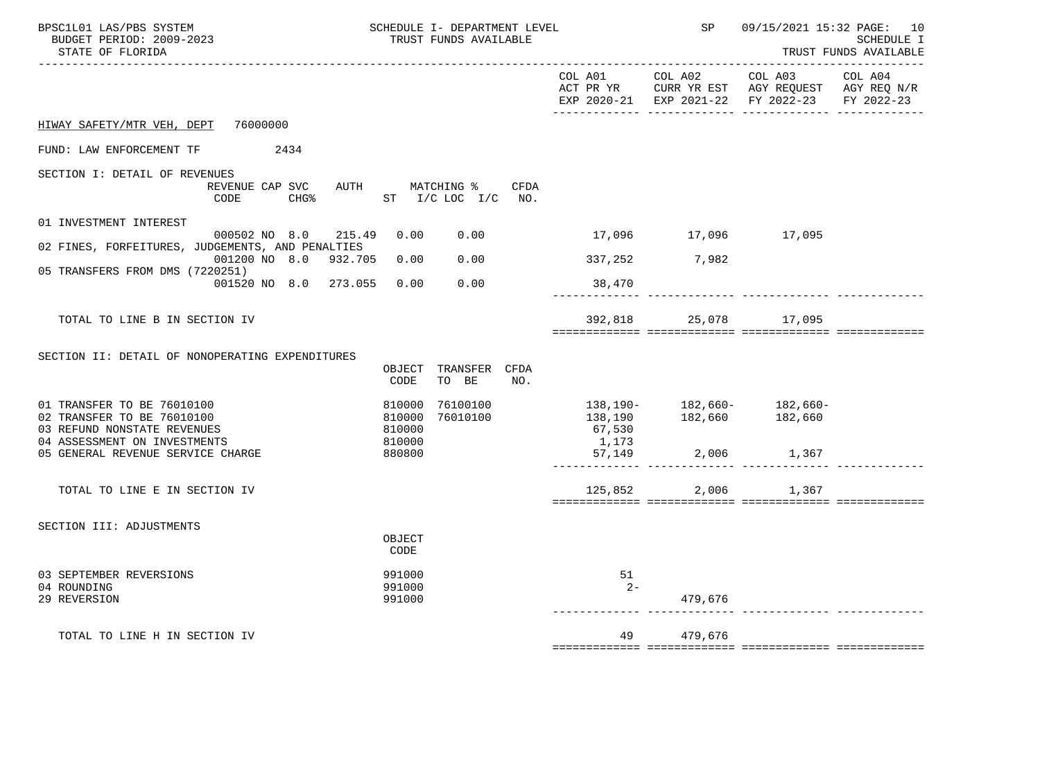HIWAY SAFETY/MTR VEH, DEPT 76000000

FUND: LAW ENFORCEMENT TF 2434

## SECTION I: DETAIL OF REVENUES

| | REVENUE CODE | CAP SVC CHG% | AUTH ST | MATCHING % I/C | LOC I/C | CFDA NO. | COL A01 ACT PR YR EXP 2020-21 | COL A02 CURR YR EST EXP 2021-22 | COL A03 AGY REQUEST FY 2022-23 | COL A04 AGY REQ N/R FY 2022-23 |
|---|---|---|---|---|---|---|---|---|---|---|
| 01 INVESTMENT INTEREST | 000502 | NO 8.0 | 215.49 | 0.00 | 0.00 | | 17,096 | 17,096 | 17,095 | |
| 02 FINES, FORFEITURES, JUDGEMENTS, AND PENALTIES | 001200 | NO 8.0 | 932.705 | 0.00 | 0.00 | | 337,252 | 7,982 | | |
| 05 TRANSFERS FROM DMS (7220251) | 001520 | NO 8.0 | 273.055 | 0.00 | 0.00 | | 38,470 | | | |
| TOTAL TO LINE B IN SECTION IV | | | | | | | 392,818 | 25,078 | 17,095 | |

## SECTION II: DETAIL OF NONOPERATING EXPENDITURES

| | OBJECT CODE | TRANSFER TO BE | CFDA NO. | COL A01 ACT PR YR EXP 2020-21 | COL A02 CURR YR EST EXP 2021-22 | COL A03 AGY REQUEST FY 2022-23 | COL A04 AGY REQ N/R FY 2022-23 |
|---|---|---|---|---|---|---|---|
| 01 TRANSFER TO BE 76010100 | 810000 | 76100100 | | 138,190- | 182,660- | 182,660- | |
| 02 TRANSFER TO BE 76010100 | 810000 | 76010100 | | 138,190 | 182,660 | 182,660 | |
| 03 REFUND NONSTATE REVENUES | 810000 | | | 67,530 | | | |
| 04 ASSESSMENT ON INVESTMENTS | 810000 | | | 1,173 | | | |
| 05 GENERAL REVENUE SERVICE CHARGE | 880800 | | | 57,149 | 2,006 | 1,367 | |
| TOTAL TO LINE E IN SECTION IV | | | | 125,852 | 2,006 | 1,367 | |

## SECTION III: ADJUSTMENTS

| | OBJECT CODE | COL A01 ACT PR YR EXP 2020-21 | COL A02 CURR YR EST EXP 2021-22 | COL A03 AGY REQUEST FY 2022-23 | COL A04 AGY REQ N/R FY 2022-23 |
|---|---|---|---|---|---|
| 03 SEPTEMBER REVERSIONS | 991000 | 51 | | | |
| 04 ROUNDING | 991000 | 2- | | | |
| 29 REVERSION | 991000 | | 479,676 | | |
| TOTAL TO LINE H IN SECTION IV | | 49 | 479,676 | | |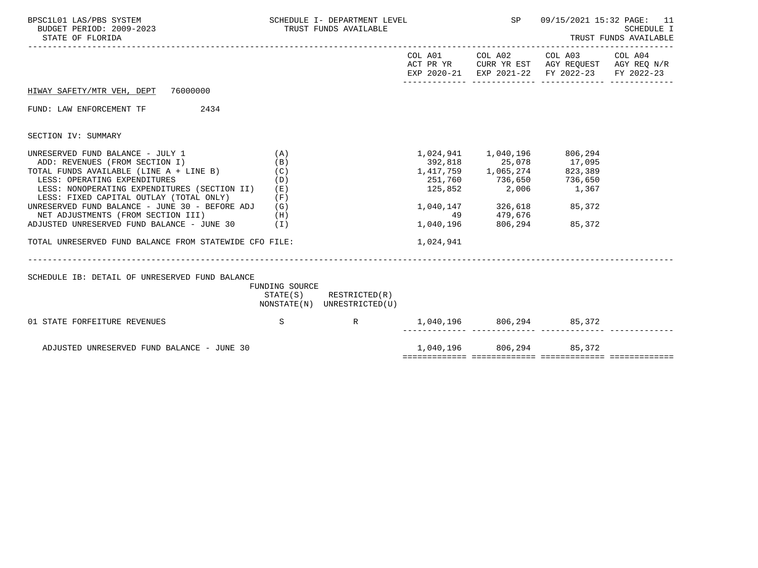BPSC1L01 LAS/PBS SYSTEM — SCHEDULE I- DEPARTMENT LEVEL — TRUST FUNDS AVAILABLE — SP 09/15/2021 15:32

BUDGET PERIOD: 2009-2023

STATE OF FLORIDA

SCHEDULE I — TRUST FUNDS AVAILABLE

HIWAY SAFETY/MTR VEH, DEPT 76000000

FUND: LAW ENFORCEMENT TF 2434

SECTION IV: SUMMARY

| | | COL A01 ACT PR YR EXP 2020-21 | COL A02 CURR YR EST EXP 2021-22 | COL A03 AGY REQUEST FY 2022-23 | COL A04 AGY REQ N/R FY 2022-23 |
|---|---|---|---|---|---|
| UNRESERVED FUND BALANCE - JULY 1 | (A) | 1,024,941 | 1,040,196 | 806,294 | |
| ADD: REVENUES (FROM SECTION I) | (B) | 392,818 | 25,078 | 17,095 | |
| TOTAL FUNDS AVAILABLE (LINE A + LINE B) | (C) | 1,417,759 | 1,065,274 | 823,389 | |
| LESS: OPERATING EXPENDITURES | (D) | 251,760 | 736,650 | 736,650 | |
| LESS: NONOPERATING EXPENDITURES (SECTION II) | (E) | 125,852 | 2,006 | 1,367 | |
| LESS: FIXED CAPITAL OUTLAY (TOTAL ONLY) | (F) | | | | |
| UNRESERVED FUND BALANCE - JUNE 30 - BEFORE ADJ | (G) | 1,040,147 | 326,618 | 85,372 | |
| NET ADJUSTMENTS (FROM SECTION III) | (H) | 49 | 479,676 | | |
| ADJUSTED UNRESERVED FUND BALANCE - JUNE 30 | (I) | 1,040,196 | 806,294 | 85,372 | |
| TOTAL UNRESERVED FUND BALANCE FROM STATEWIDE CFO FILE: | | 1,024,941 | | | |

SCHEDULE IB: DETAIL OF UNRESERVED FUND BALANCE

| | FUNDING SOURCE STATE(S) NONSTATE(N) | RESTRICTED(R) UNRESTRICTED(U) | COL A01 | COL A02 | COL A03 | COL A04 |
|---|---|---|---|---|---|---|
| 01 STATE FORFEITURE REVENUES | S | R | 1,040,196 | 806,294 | 85,372 | |
| ADJUSTED UNRESERVED FUND BALANCE - JUNE 30 | | | 1,040,196 | 806,294 | 85,372 | |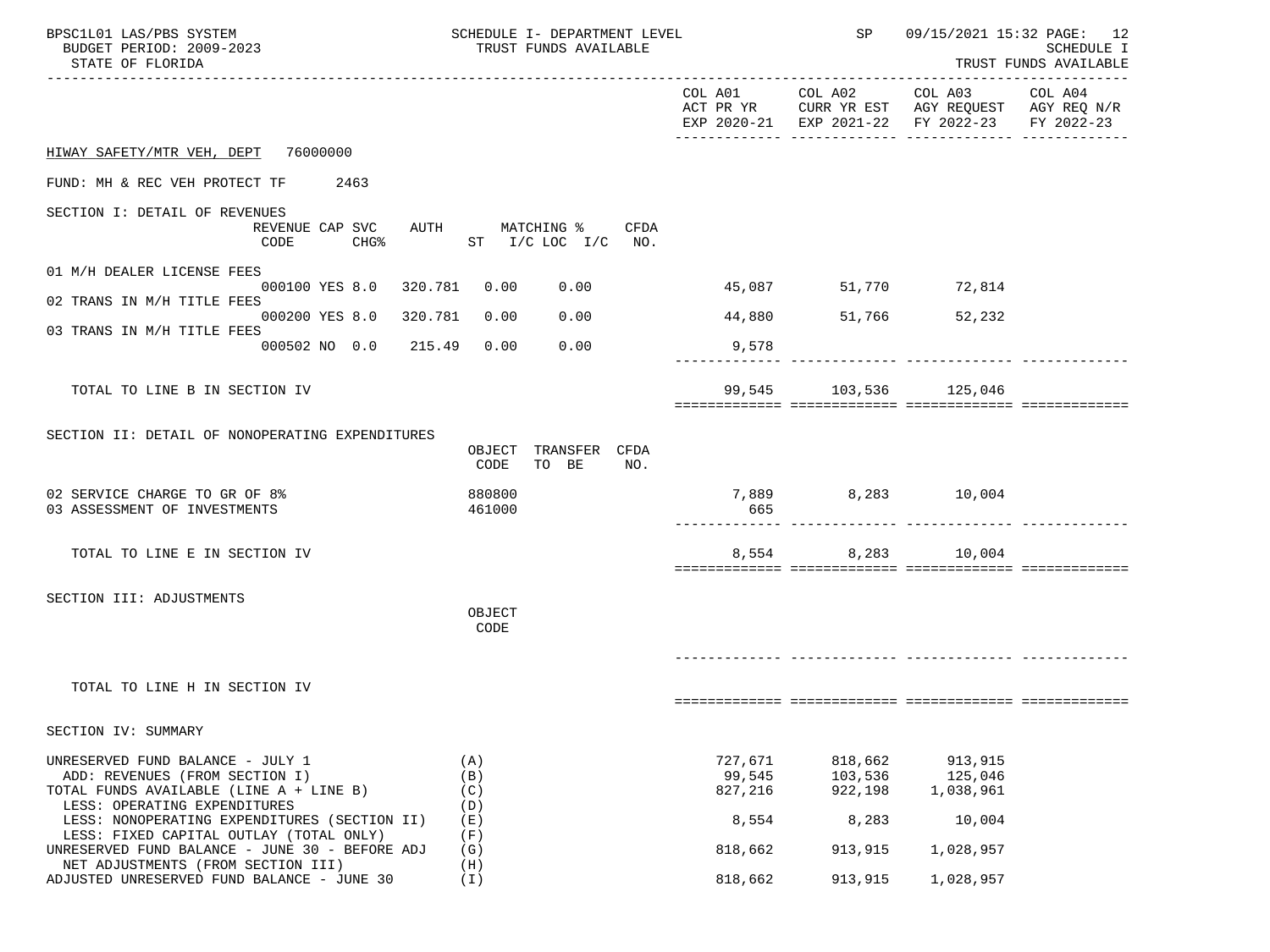BPSC1L01 LAS/PBS SYSTEM — SCHEDULE I- DEPARTMENT LEVEL — TRUST FUNDS AVAILABLE — SP 09/15/2021 15:32 PAGE: 12

BUDGET PERIOD: 2009-2023 — SCHEDULE I

STATE OF FLORIDA — TRUST FUNDS AVAILABLE

## HIWAY SAFETY/MTR VEH, DEPT 76000000

FUND: MH & REC VEH PROTECT TF 2463

### SECTION I: DETAIL OF REVENUES

| | REVENUE CODE | CAP | SVC CHG% | AUTH | MATCHING % ST | I/C | LOC I/C | CFDA NO. | COL A01 ACT PR YR EXP 2020-21 | COL A02 CURR YR EST EXP 2021-22 | COL A03 AGY REQUEST FY 2022-23 | COL A04 AGY REQ N/R FY 2022-23 |
|---|---|---|---|---|---|---|---|---|---|---|---|---|
| 01 M/H DEALER LICENSE FEES | 000100 | YES | 8.0 | 320.781 | 0.00 | | 0.00 | | 45,087 | 51,770 | 72,814 | |
| 02 TRANS IN M/H TITLE FEES | 000200 | YES | 8.0 | 320.781 | 0.00 | | 0.00 | | 44,880 | 51,766 | 52,232 | |
| 03 TRANS IN M/H TITLE FEES | 000502 | NO | 0.0 | 215.49 | 0.00 | | 0.00 | | 9,578 | | | |
| TOTAL TO LINE B IN SECTION IV | | | | | | | | | 99,545 | 103,536 | 125,046 | |

### SECTION II: DETAIL OF NONOPERATING EXPENDITURES

| | OBJECT CODE | TRANSFER TO BE | CFDA NO. | COL A01 | COL A02 | COL A03 | COL A04 |
|---|---|---|---|---|---|---|---|
| 02 SERVICE CHARGE TO GR OF 8% | 880800 | | | 7,889 | 8,283 | 10,004 | |
| 03 ASSESSMENT OF INVESTMENTS | 461000 | | | 665 | | | |
| TOTAL TO LINE E IN SECTION IV | | | | 8,554 | 8,283 | 10,004 | |

### SECTION III: ADJUSTMENTS

| | OBJECT CODE | COL A01 | COL A02 | COL A03 | COL A04 |
|---|---|---|---|---|---|
| TOTAL TO LINE H IN SECTION IV | | | | | |

### SECTION IV: SUMMARY

| | | COL A01 | COL A02 | COL A03 | COL A04 |
|---|---|---|---|---|---|
| UNRESERVED FUND BALANCE - JULY 1 | (A) | 727,671 | 818,662 | 913,915 | |
| ADD: REVENUES (FROM SECTION I) | (B) | 99,545 | 103,536 | 125,046 | |
| TOTAL FUNDS AVAILABLE (LINE A + LINE B) | (C) | 827,216 | 922,198 | 1,038,961 | |
| LESS: OPERATING EXPENDITURES | (D) | | | | |
| LESS: NONOPERATING EXPENDITURES (SECTION II) | (E) | 8,554 | 8,283 | 10,004 | |
| LESS: FIXED CAPITAL OUTLAY (TOTAL ONLY) | (F) | | | | |
| UNRESERVED FUND BALANCE - JUNE 30 - BEFORE ADJ | (G) | 818,662 | 913,915 | 1,028,957 | |
| NET ADJUSTMENTS (FROM SECTION III) | (H) | | | | |
| ADJUSTED UNRESERVED FUND BALANCE - JUNE 30 | (I) | 818,662 | 913,915 | 1,028,957 | |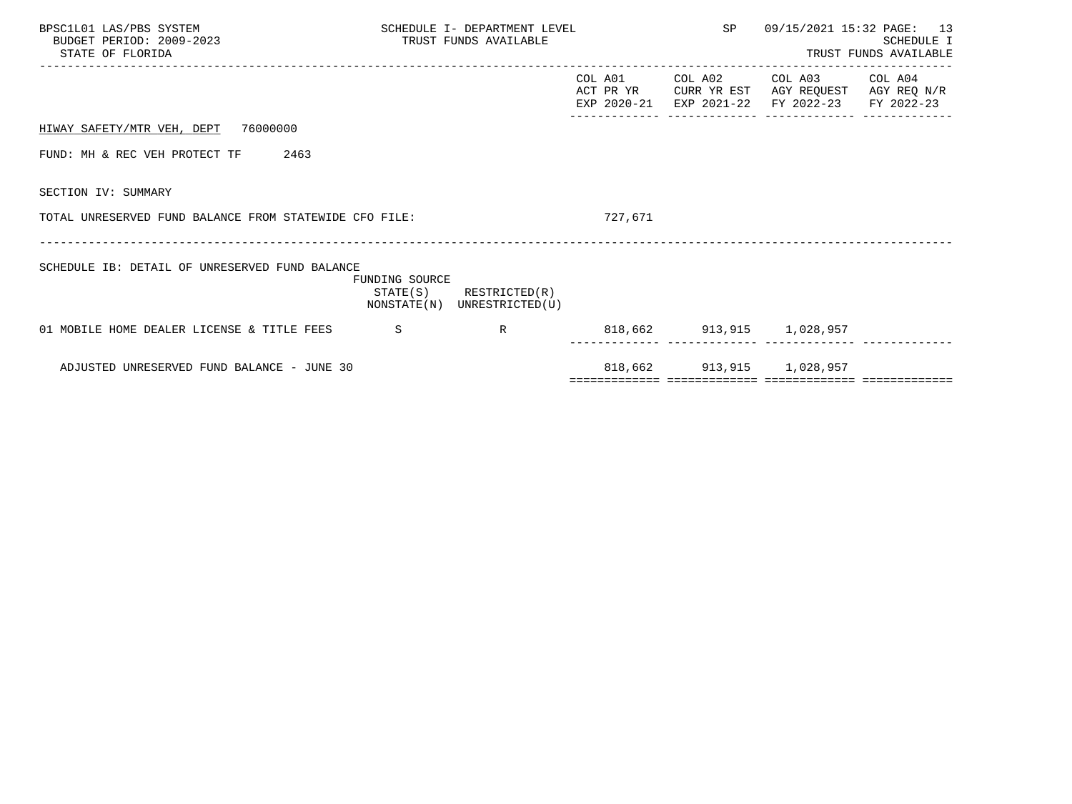HIWAY SAFETY/MTR VEH, DEPT 76000000

FUND: MH & REC VEH PROTECT TF 2463

SECTION IV: SUMMARY

| | COL A01 ACT PR YR EXP 2020-21 | COL A02 CURR YR EST EXP 2021-22 | COL A03 AGY REQUEST FY 2022-23 | COL A04 AGY REQ N/R FY 2022-23 |
|---|---|---|---|---|
| TOTAL UNRESERVED FUND BALANCE FROM STATEWIDE CFO FILE: | 727,671 | | | |

SCHEDULE IB: DETAIL OF UNRESERVED FUND BALANCE

| | FUNDING SOURCE STATE(S) NONSTATE(N) | RESTRICTED(R) UNRESTRICTED(U) | COL A01 ACT PR YR EXP 2020-21 | COL A02 CURR YR EST EXP 2021-22 | COL A03 AGY REQUEST FY 2022-23 | COL A04 AGY REQ N/R FY 2022-23 |
|---|---|---|---|---|---|---|
| 01 MOBILE HOME DEALER LICENSE & TITLE FEES | S | R | 818,662 | 913,915 | 1,028,957 | |
| ADJUSTED UNRESERVED FUND BALANCE - JUNE 30 | | | 818,662 | 913,915 | 1,028,957 | |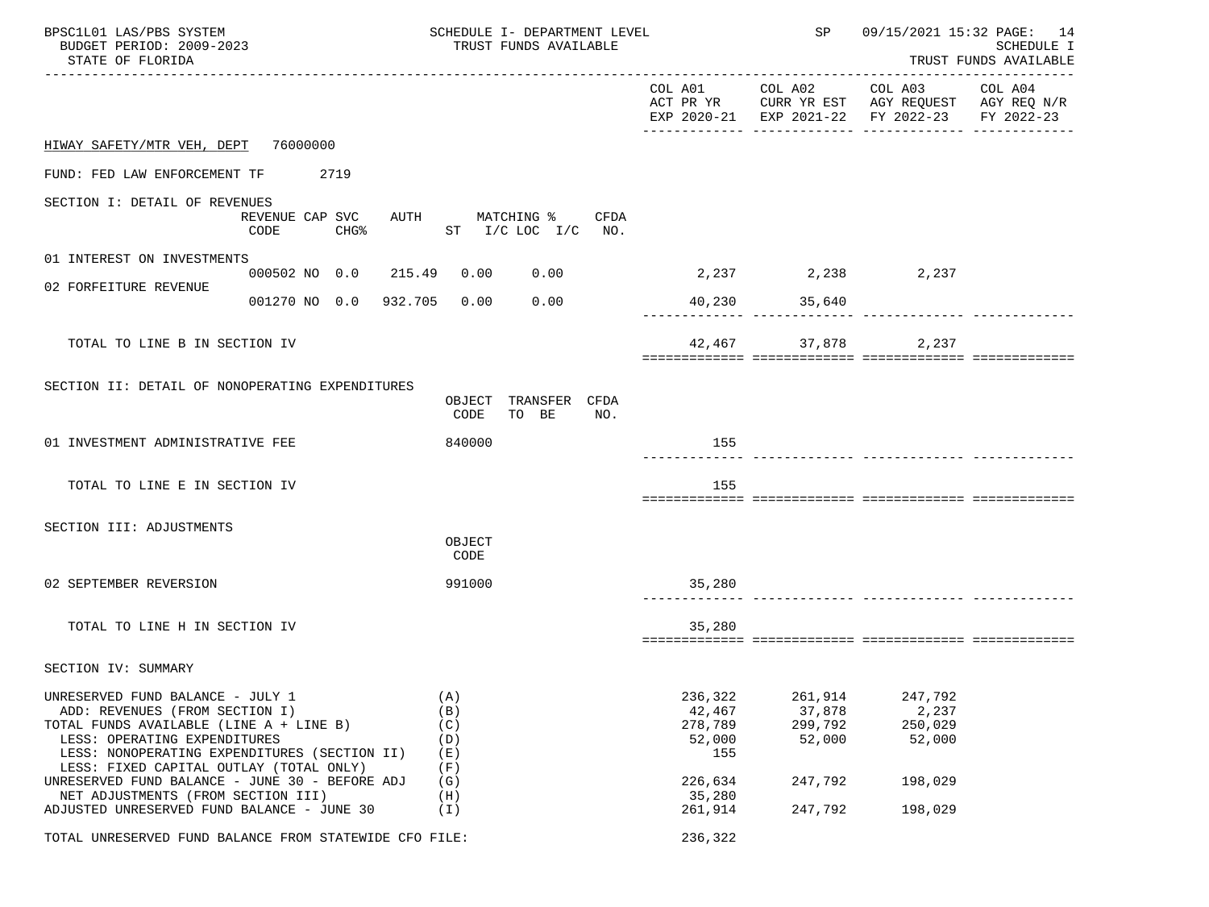BPSC1L01 LAS/PBS SYSTEM — SCHEDULE I- DEPARTMENT LEVEL — TRUST FUNDS AVAILABLE — SP 09/15/2021 15:32 PAGE: 14
BUDGET PERIOD: 2009-2023 — SCHEDULE I
STATE OF FLORIDA — TRUST FUNDS AVAILABLE

| | COL A01 ACT PR YR EXP 2020-21 | COL A02 CURR YR EST EXP 2021-22 | COL A03 AGY REQUEST FY 2022-23 | COL A04 AGY REQ N/R FY 2022-23 |
|---|---|---|---|---|

HIWAY SAFETY/MTR VEH, DEPT 76000000

FUND: FED LAW ENFORCEMENT TF 2719

## SECTION I: DETAIL OF REVENUES

| | REVENUE CODE | CAP CHG% | SVC | AUTH | MATCHING % ST | I/C LOC | I/C | CFDA NO. | COL A01 | COL A02 | COL A03 | COL A04 |
|---|---|---|---|---|---|---|---|---|---|---|---|---|
| 01 INTEREST ON INVESTMENTS | 000502 | NO | 0.0 | 215.49 | 0.00 | 0.00 | | | 2,237 | 2,238 | 2,237 | |
| 02 FORFEITURE REVENUE | 001270 | NO | 0.0 | 932.705 | 0.00 | 0.00 | | | 40,230 | 35,640 | | |
| TOTAL TO LINE B IN SECTION IV | | | | | | | | | 42,467 | 37,878 | 2,237 | |

## SECTION II: DETAIL OF NONOPERATING EXPENDITURES

| | OBJECT CODE | TRANSFER TO BE | CFDA NO. | COL A01 | COL A02 | COL A03 | COL A04 |
|---|---|---|---|---|---|---|---|
| 01 INVESTMENT ADMINISTRATIVE FEE | 840000 | | | 155 | | | |
| TOTAL TO LINE E IN SECTION IV | | | | 155 | | | |

## SECTION III: ADJUSTMENTS

| | OBJECT CODE | COL A01 | COL A02 | COL A03 | COL A04 |
|---|---|---|---|---|---|
| 02 SEPTEMBER REVERSION | 991000 | 35,280 | | | |
| TOTAL TO LINE H IN SECTION IV | | 35,280 | | | |

## SECTION IV: SUMMARY

| | | COL A01 | COL A02 | COL A03 | COL A04 |
|---|---|---|---|---|---|
| UNRESERVED FUND BALANCE - JULY 1 | (A) | 236,322 | 261,914 | 247,792 | |
| ADD: REVENUES (FROM SECTION I) | (B) | 42,467 | 37,878 | 2,237 | |
| TOTAL FUNDS AVAILABLE (LINE A + LINE B) | (C) | 278,789 | 299,792 | 250,029 | |
| LESS: OPERATING EXPENDITURES | (D) | 52,000 | 52,000 | 52,000 | |
| LESS: NONOPERATING EXPENDITURES (SECTION II) | (E) | 155 | | | |
| LESS: FIXED CAPITAL OUTLAY (TOTAL ONLY) | (F) | | | | |
| UNRESERVED FUND BALANCE - JUNE 30 - BEFORE ADJ | (G) | 226,634 | 247,792 | 198,029 | |
| NET ADJUSTMENTS (FROM SECTION III) | (H) | 35,280 | | | |
| ADJUSTED UNRESERVED FUND BALANCE - JUNE 30 | (I) | 261,914 | 247,792 | 198,029 | |
| TOTAL UNRESERVED FUND BALANCE FROM STATEWIDE CFO FILE: | | 236,322 | | | |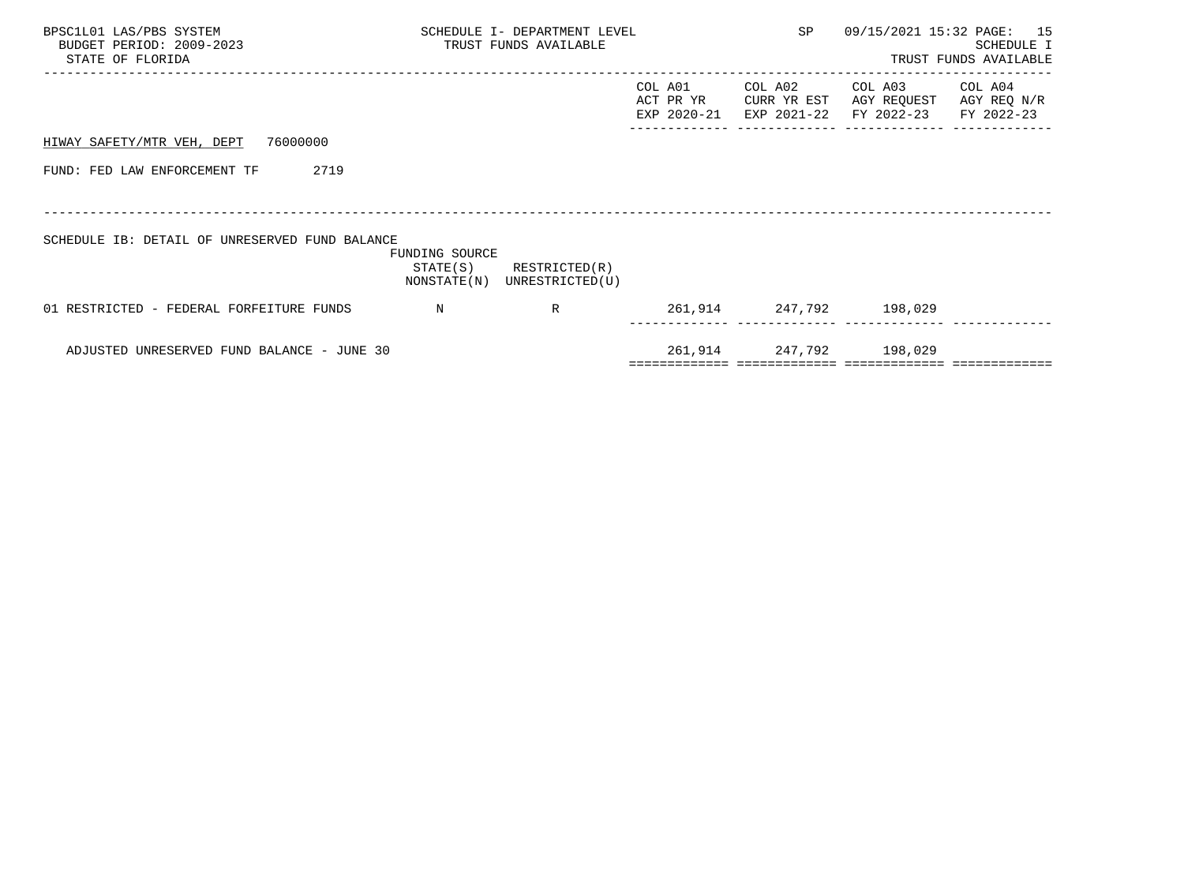BPSC1L01 LAS/PBS SYSTEM
BUDGET PERIOD: 2009-2023
STATE OF FLORIDA

SCHEDULE I- DEPARTMENT LEVEL
TRUST FUNDS AVAILABLE

SP 09/15/2021 15:32

SCHEDULE I
TRUST FUNDS AVAILABLE

HIWAY SAFETY/MTR VEH, DEPT 76000000

FUND: FED LAW ENFORCEMENT TF 2719

SCHEDULE IB: DETAIL OF UNRESERVED FUND BALANCE

| | FUNDING SOURCE STATE(S) NONSTATE(N) | RESTRICTED(R) UNRESTRICTED(U) | COL A01 ACT PR YR EXP 2020-21 | COL A02 CURR YR EST EXP 2021-22 | COL A03 AGY REQUEST FY 2022-23 | COL A04 AGY REQ N/R FY 2022-23 |
|---|---|---|---|---|---|---|
| 01 RESTRICTED - FEDERAL FORFEITURE FUNDS | N | R | 261,914 | 247,792 | 198,029 | |
| ADJUSTED UNRESERVED FUND BALANCE - JUNE 30 | | | 261,914 | 247,792 | 198,029 | |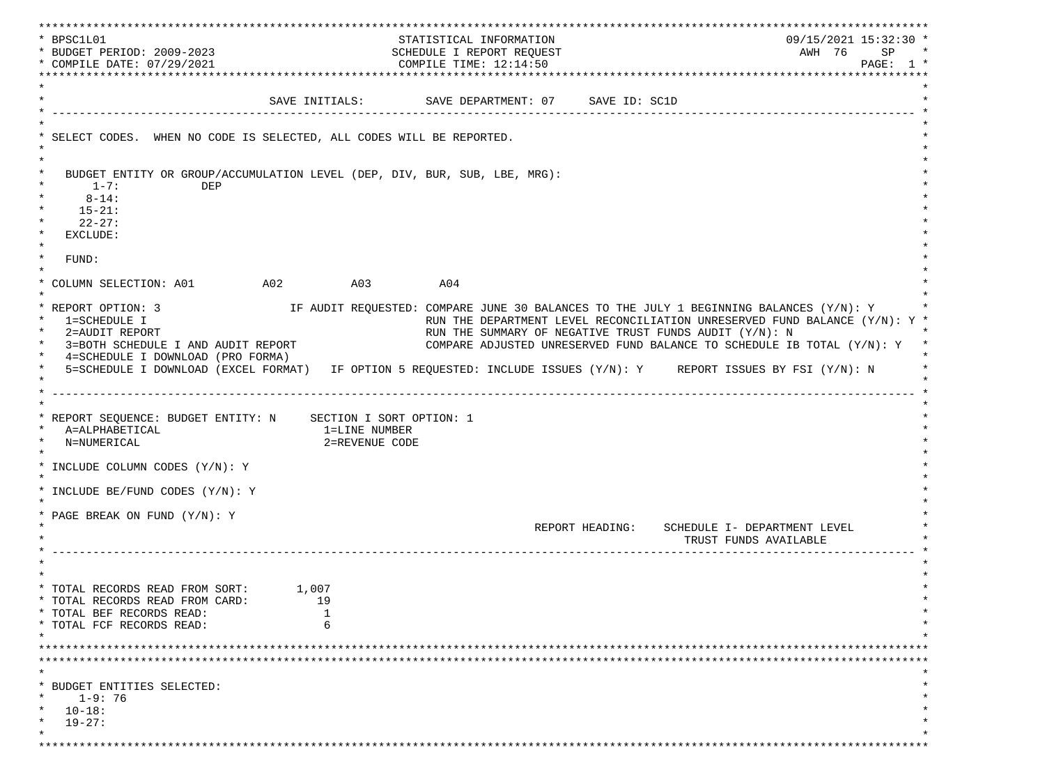```
BPSC1L01                                   STATISTICAL INFORMATION                                  09/15/2021 15:32:30
BUDGET PERIOD: 2009-2023                   SCHEDULE I REPORT REQUEST                                AWH 76     SP
COMPILE DATE: 07/29/2021                   COMPILE TIME: 12:14:50                                              PAGE:  1
```

SAVE INITIALS:     SAVE DEPARTMENT: 07     SAVE ID: SC1D

SELECT CODES. WHEN NO CODE IS SELECTED, ALL CODES WILL BE REPORTED.

BUDGET ENTITY OR GROUP/ACCUMULATION LEVEL (DEP, DIV, BUR, SUB, LBE, MRG):

- 1-7: DEP
- 8-14:
- 15-21:
- 22-27:
- EXCLUDE:

FUND:

COLUMN SELECTION: A01     A02     A03     A04

REPORT OPTION: 3

- 1=SCHEDULE I
- 2=AUDIT REPORT
- 3=BOTH SCHEDULE I AND AUDIT REPORT
- 4=SCHEDULE I DOWNLOAD (PRO FORMA)
- 5=SCHEDULE I DOWNLOAD (EXCEL FORMAT)

IF AUDIT REQUESTED: COMPARE JUNE 30 BALANCES TO THE JULY 1 BEGINNING BALANCES (Y/N): Y

RUN THE DEPARTMENT LEVEL RECONCILIATION UNRESERVED FUND BALANCE (Y/N): Y

RUN THE SUMMARY OF NEGATIVE TRUST FUNDS AUDIT (Y/N): N

COMPARE ADJUSTED UNRESERVED FUND BALANCE TO SCHEDULE IB TOTAL (Y/N): Y

IF OPTION 5 REQUESTED: INCLUDE ISSUES (Y/N): Y     REPORT ISSUES BY FSI (Y/N): N

REPORT SEQUENCE: BUDGET ENTITY: N

- A=ALPHABETICAL
- N=NUMERICAL

SECTION I SORT OPTION: 1

- 1=LINE NUMBER
- 2=REVENUE CODE

INCLUDE COLUMN CODES (Y/N): Y

INCLUDE BE/FUND CODES (Y/N): Y

PAGE BREAK ON FUND (Y/N): Y

REPORT HEADING: SCHEDULE I- DEPARTMENT LEVEL TRUST FUNDS AVAILABLE

| | |
|---|---|
| TOTAL RECORDS READ FROM SORT: | 1,007 |
| TOTAL RECORDS READ FROM CARD: | 19 |
| TOTAL BEF RECORDS READ: | 1 |
| TOTAL FCF RECORDS READ: | 6 |

BUDGET ENTITIES SELECTED:

- 1-9: 76
- 10-18:
- 19-27: